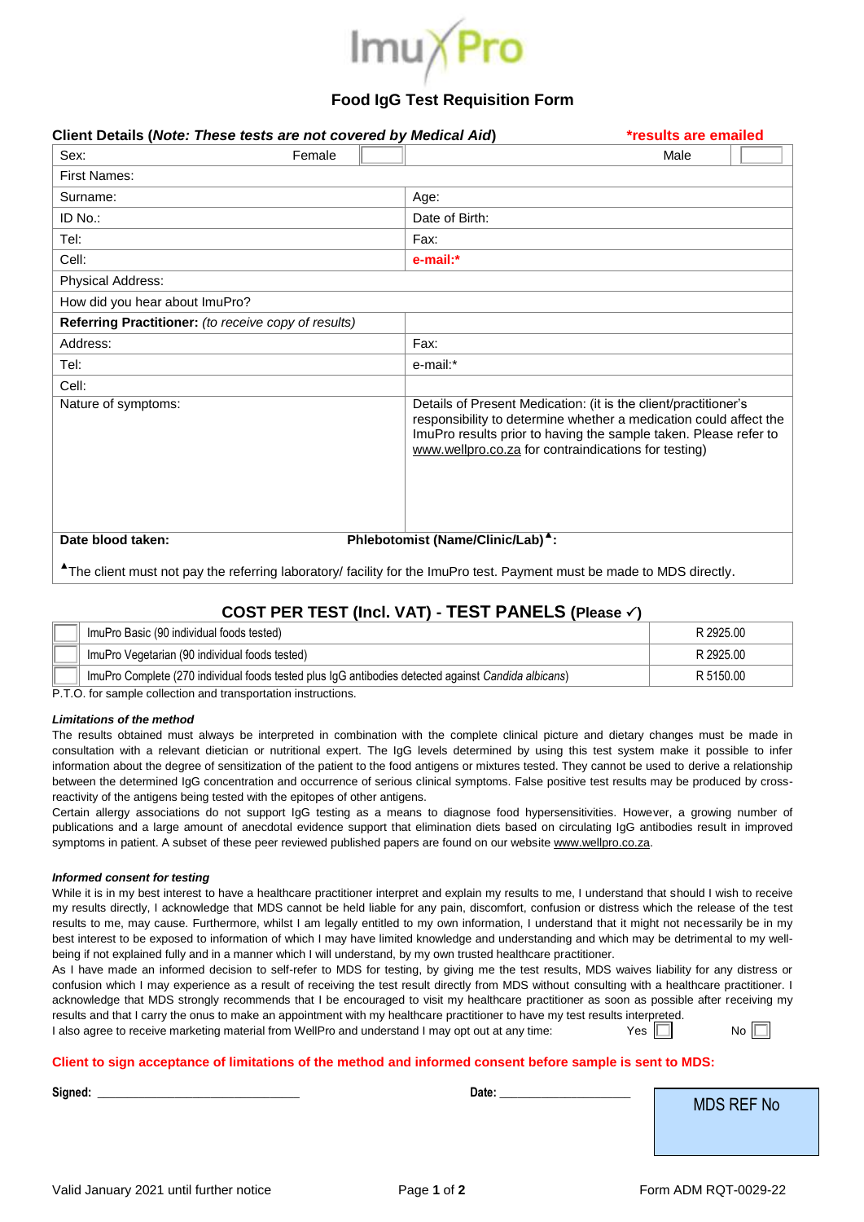# ImuPro

## Food IgG Test Requisition Form

**Client Details (*Note: These tests are not covered by Medical Aid*)** **\*results are emailed**

| | |
|---|---|
| Sex: Female ☐ | Male ☐ |
| First Names: | |
| Surname: | Age: |
| ID No.: | Date of Birth: |
| Tel: | Fax: |
| Cell: | **e-mail:\*** |
| Physical Address: | |
| How did you hear about ImuPro? | |
| **Referring Practitioner:** *(to receive copy of results)* | |
| Address: | Fax: |
| Tel: | e-mail:\* |
| Cell: | |
| Nature of symptoms: | Details of Present Medication: (it is the client/practitioner's responsibility to determine whether a medication could affect the ImuPro results prior to having the sample taken. Please refer to www.wellpro.co.za for contraindications for testing) |
| **Date blood taken:** | **Phlebotomist (Name/Clinic/Lab)▲:** |

▲The client must not pay the referring laboratory/ facility for the ImuPro test. Payment must be made to MDS directly.

### COST PER TEST (Incl. VAT) - TEST PANELS (Please ✓)

| | Test | Cost |
|---|---|---|
| ☐ | ImuPro Basic (90 individual foods tested) | R 2925.00 |
| ☐ | ImuPro Vegetarian (90 individual foods tested) | R 2925.00 |
| ☐ | ImuPro Complete (270 individual foods tested plus IgG antibodies detected against *Candida albicans*) | R 5150.00 |

P.T.O. for sample collection and transportation instructions.

***Limitations of the method***

The results obtained must always be interpreted in combination with the complete clinical picture and dietary changes must be made in consultation with a relevant dietician or nutritional expert. The IgG levels determined by using this test system make it possible to infer information about the degree of sensitization of the patient to the food antigens or mixtures tested. They cannot be used to derive a relationship between the determined IgG concentration and occurrence of serious clinical symptoms. False positive test results may be produced by cross-reactivity of the antigens being tested with the epitopes of other antigens.

Certain allergy associations do not support IgG testing as a means to diagnose food hypersensitivities. However, a growing number of publications and a large amount of anecdotal evidence support that elimination diets based on circulating IgG antibodies result in improved symptoms in patient. A subset of these peer reviewed published papers are found on our website www.wellpro.co.za.

***Informed consent for testing***

While it is in my best interest to have a healthcare practitioner interpret and explain my results to me, I understand that should I wish to receive my results directly, I acknowledge that MDS cannot be held liable for any pain, discomfort, confusion or distress which the release of the test results to me, may cause. Furthermore, whilst I am legally entitled to my own information, I understand that it might not necessarily be in my best interest to be exposed to information of which I may have limited knowledge and understanding and which may be detrimental to my well-being if not explained fully and in a manner which I will understand, by my own trusted healthcare practitioner.

As I have made an informed decision to self-refer to MDS for testing, by giving me the test results, MDS waives liability for any distress or confusion which I may experience as a result of receiving the test result directly from MDS without consulting with a healthcare practitioner. I acknowledge that MDS strongly recommends that I be encouraged to visit my healthcare practitioner as soon as possible after receiving my results and that I carry the onus to make an appointment with my healthcare practitioner to have my test results interpreted.

I also agree to receive marketing material from WellPro and understand I may opt out at any time: Yes ☐ No ☐

**Client to sign acceptance of limitations of the method and informed consent before sample is sent to MDS:**

**Signed:** ______________________________ **Date:** ____________________

MDS REF No

Valid January 2021 until further notice

Form ADM RQT-0029-22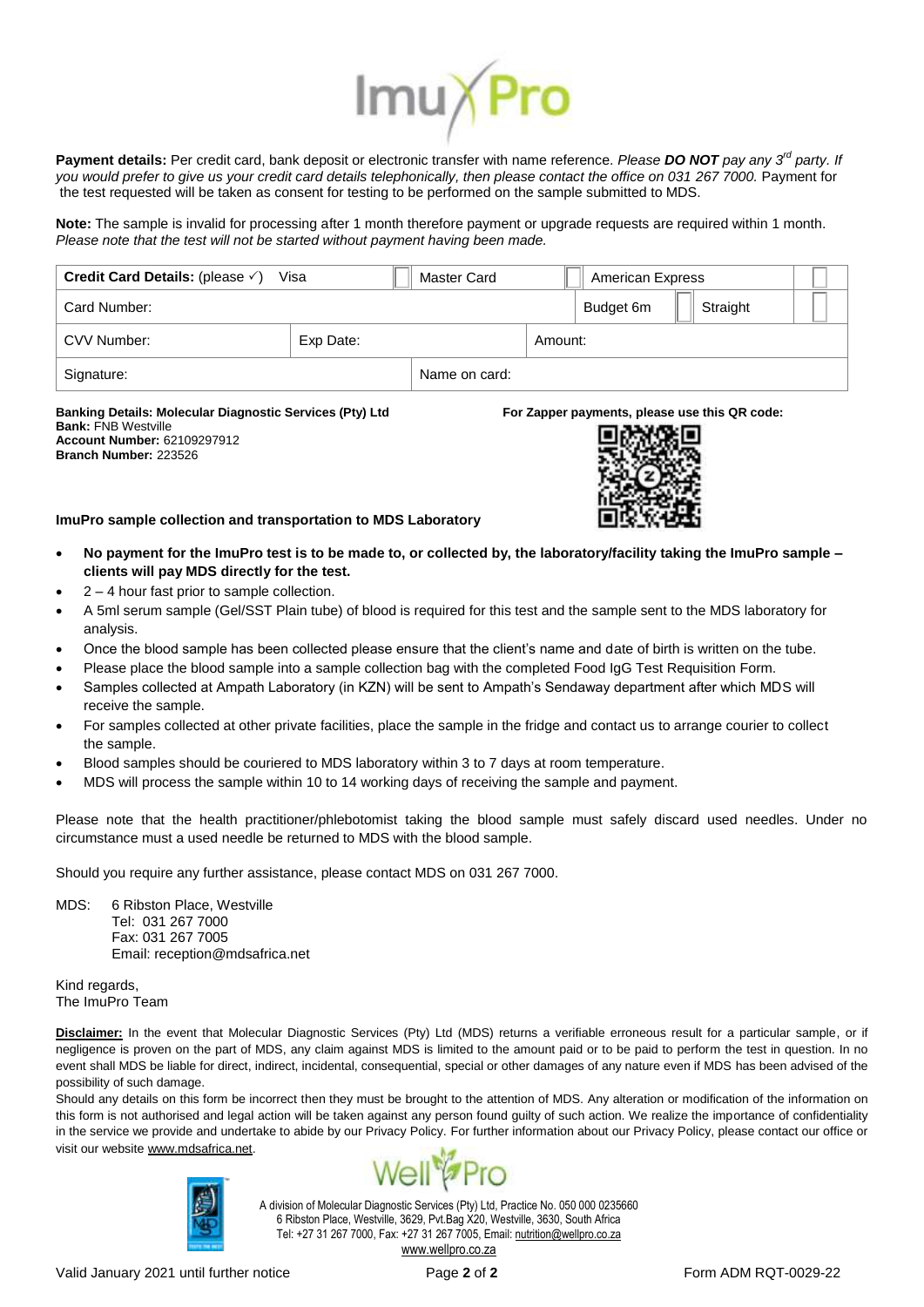**Payment details:** Per credit card, bank deposit or electronic transfer with name reference. *Please* ***DO NOT*** *pay any 3rd party. If you would prefer to give us your credit card details telephonically, then please contact the office on 031 267 7000.* Payment for the test requested will be taken as consent for testing to be performed on the sample submitted to MDS.

**Note:** The sample is invalid for processing after 1 month therefore payment or upgrade requests are required within 1 month. *Please note that the test will not be started without payment having been made.*

| | | | | | | | |
|---|---|---|---|---|---|---|---|
| **Credit Card Details:** (please ✓) Visa | | | Master Card | | American Express | | |
| Card Number: | | | | | Budget 6m | | Straight |
| CVV Number: | Exp Date: | | | Amount: | | | |
| Signature: | | | Name on card: | | | | |

**Banking Details: Molecular Diagnostic Services (Pty) Ltd**
**Bank:** FNB Westville
**Account Number:** 62109297912
**Branch Number:** 223526

**For Zapper payments, please use this QR code:**

**ImuPro sample collection and transportation to MDS Laboratory**

- **No payment for the ImuPro test is to be made to, or collected by, the laboratory/facility taking the ImuPro sample – clients will pay MDS directly for the test.**
- 2 – 4 hour fast prior to sample collection.
- A 5ml serum sample (Gel/SST Plain tube) of blood is required for this test and the sample sent to the MDS laboratory for analysis.
- Once the blood sample has been collected please ensure that the client's name and date of birth is written on the tube.
- Please place the blood sample into a sample collection bag with the completed Food IgG Test Requisition Form.
- Samples collected at Ampath Laboratory (in KZN) will be sent to Ampath's Sendaway department after which MDS will receive the sample.
- For samples collected at other private facilities, place the sample in the fridge and contact us to arrange courier to collect the sample.
- Blood samples should be couriered to MDS laboratory within 3 to 7 days at room temperature.
- MDS will process the sample within 10 to 14 working days of receiving the sample and payment.

Please note that the health practitioner/phlebotomist taking the blood sample must safely discard used needles. Under no circumstance must a used needle be returned to MDS with the blood sample.

Should you require any further assistance, please contact MDS on 031 267 7000.

MDS: 6 Ribston Place, Westville
Tel: 031 267 7000
Fax: 031 267 7005
Email: reception@mdsafrica.net

Kind regards,
The ImuPro Team

**Disclaimer:** In the event that Molecular Diagnostic Services (Pty) Ltd (MDS) returns a verifiable erroneous result for a particular sample, or if negligence is proven on the part of MDS, any claim against MDS is limited to the amount paid or to be paid to perform the test in question. In no event shall MDS be liable for direct, indirect, incidental, consequential, special or other damages of any nature even if MDS has been advised of the possibility of such damage.

Should any details on this form be incorrect then they must be brought to the attention of MDS. Any alteration or modification of the information on this form is not authorised and legal action will be taken against any person found guilty of such action. We realize the importance of confidentiality in the service we provide and undertake to abide by our Privacy Policy. For further information about our Privacy Policy, please contact our office or visit our website www.mdsafrica.net.

A division of Molecular Diagnostic Services (Pty) Ltd, Practice No. 050 000 0235660
6 Ribston Place, Westville, 3629, Pvt.Bag X20, Westville, 3630, South Africa
Tel: +27 31 267 7000, Fax: +27 31 267 7005, Email: nutrition@wellpro.co.za
www.wellpro.co.za

Valid January 2021 until further notice

Form ADM RQT-0029-22